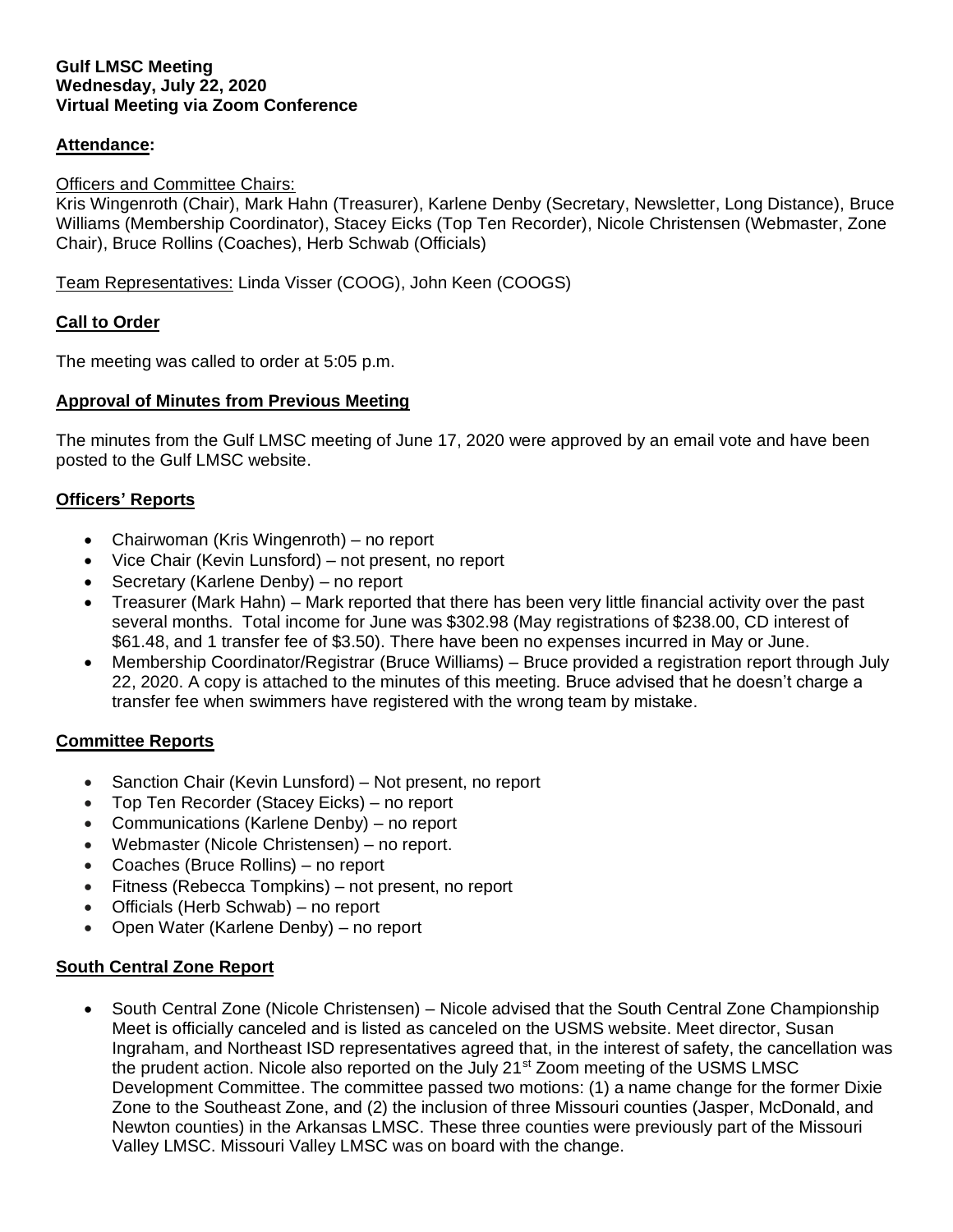**Gulf LMSC Meeting**
**Wednesday, July 22, 2020**
**Virtual Meeting via Zoom Conference**

## Attendance:

Officers and Committee Chairs:
Kris Wingenroth (Chair), Mark Hahn (Treasurer), Karlene Denby (Secretary, Newsletter, Long Distance), Bruce Williams (Membership Coordinator), Stacey Eicks (Top Ten Recorder), Nicole Christensen (Webmaster, Zone Chair), Bruce Rollins (Coaches), Herb Schwab (Officials)

Team Representatives: Linda Visser (COOG), John Keen (COOGS)

## Call to Order

The meeting was called to order at 5:05 p.m.

## Approval of Minutes from Previous Meeting

The minutes from the Gulf LMSC meeting of June 17, 2020 were approved by an email vote and have been posted to the Gulf LMSC website.

## Officers' Reports

- Chairwoman (Kris Wingenroth) – no report
- Vice Chair (Kevin Lunsford) – not present, no report
- Secretary (Karlene Denby) – no report
- Treasurer (Mark Hahn) – Mark reported that there has been very little financial activity over the past several months. Total income for June was $302.98 (May registrations of $238.00, CD interest of $61.48, and 1 transfer fee of $3.50). There have been no expenses incurred in May or June.
- Membership Coordinator/Registrar (Bruce Williams) – Bruce provided a registration report through July 22, 2020. A copy is attached to the minutes of this meeting. Bruce advised that he doesn't charge a transfer fee when swimmers have registered with the wrong team by mistake.

## Committee Reports

- Sanction Chair (Kevin Lunsford) – Not present, no report
- Top Ten Recorder (Stacey Eicks) – no report
- Communications (Karlene Denby) – no report
- Webmaster (Nicole Christensen) – no report.
- Coaches (Bruce Rollins) – no report
- Fitness (Rebecca Tompkins) – not present, no report
- Officials (Herb Schwab) – no report
- Open Water (Karlene Denby) – no report

## South Central Zone Report

- South Central Zone (Nicole Christensen) – Nicole advised that the South Central Zone Championship Meet is officially canceled and is listed as canceled on the USMS website. Meet director, Susan Ingraham, and Northeast ISD representatives agreed that, in the interest of safety, the cancellation was the prudent action. Nicole also reported on the July 21st Zoom meeting of the USMS LMSC Development Committee. The committee passed two motions: (1) a name change for the former Dixie Zone to the Southeast Zone, and (2) the inclusion of three Missouri counties (Jasper, McDonald, and Newton counties) in the Arkansas LMSC. These three counties were previously part of the Missouri Valley LMSC. Missouri Valley LMSC was on board with the change.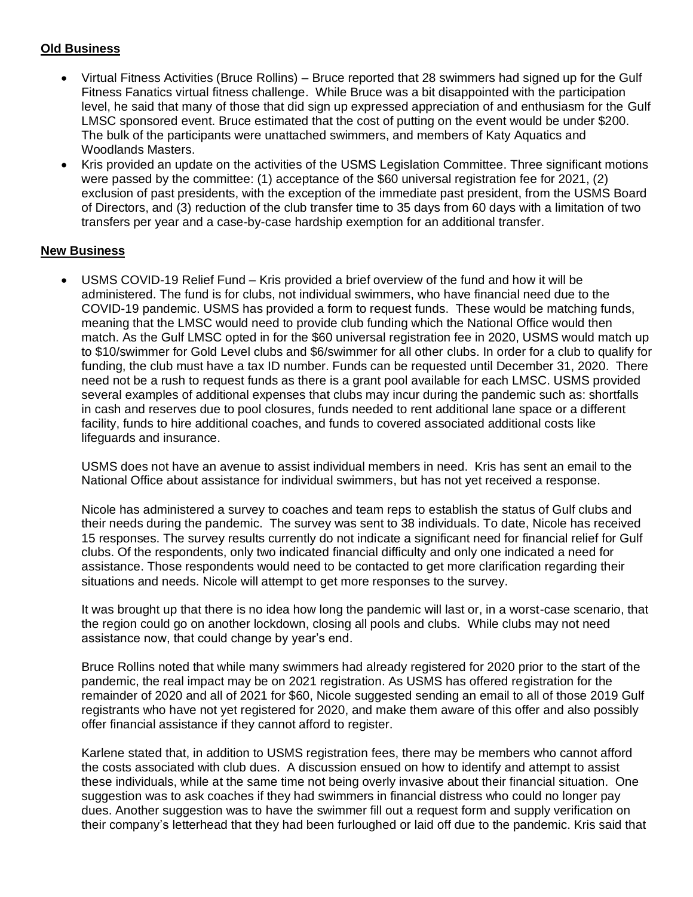**Old Business**

- Virtual Fitness Activities (Bruce Rollins) – Bruce reported that 28 swimmers had signed up for the Gulf Fitness Fanatics virtual fitness challenge. While Bruce was a bit disappointed with the participation level, he said that many of those that did sign up expressed appreciation of and enthusiasm for the Gulf LMSC sponsored event. Bruce estimated that the cost of putting on the event would be under $200. The bulk of the participants were unattached swimmers, and members of Katy Aquatics and Woodlands Masters.
- Kris provided an update on the activities of the USMS Legislation Committee. Three significant motions were passed by the committee: (1) acceptance of the $60 universal registration fee for 2021, (2) exclusion of past presidents, with the exception of the immediate past president, from the USMS Board of Directors, and (3) reduction of the club transfer time to 35 days from 60 days with a limitation of two transfers per year and a case-by-case hardship exemption for an additional transfer.

**New Business**

- USMS COVID-19 Relief Fund – Kris provided a brief overview of the fund and how it will be administered. The fund is for clubs, not individual swimmers, who have financial need due to the COVID-19 pandemic. USMS has provided a form to request funds. These would be matching funds, meaning that the LMSC would need to provide club funding which the National Office would then match. As the Gulf LMSC opted in for the $60 universal registration fee in 2020, USMS would match up to $10/swimmer for Gold Level clubs and $6/swimmer for all other clubs. In order for a club to qualify for funding, the club must have a tax ID number. Funds can be requested until December 31, 2020. There need not be a rush to request funds as there is a grant pool available for each LMSC. USMS provided several examples of additional expenses that clubs may incur during the pandemic such as: shortfalls in cash and reserves due to pool closures, funds needed to rent additional lane space or a different facility, funds to hire additional coaches, and funds to covered associated additional costs like lifeguards and insurance.

  USMS does not have an avenue to assist individual members in need. Kris has sent an email to the National Office about assistance for individual swimmers, but has not yet received a response.

  Nicole has administered a survey to coaches and team reps to establish the status of Gulf clubs and their needs during the pandemic. The survey was sent to 38 individuals. To date, Nicole has received 15 responses. The survey results currently do not indicate a significant need for financial relief for Gulf clubs. Of the respondents, only two indicated financial difficulty and only one indicated a need for assistance. Those respondents would need to be contacted to get more clarification regarding their situations and needs. Nicole will attempt to get more responses to the survey.

  It was brought up that there is no idea how long the pandemic will last or, in a worst-case scenario, that the region could go on another lockdown, closing all pools and clubs. While clubs may not need assistance now, that could change by year's end.

  Bruce Rollins noted that while many swimmers had already registered for 2020 prior to the start of the pandemic, the real impact may be on 2021 registration. As USMS has offered registration for the remainder of 2020 and all of 2021 for $60, Nicole suggested sending an email to all of those 2019 Gulf registrants who have not yet registered for 2020, and make them aware of this offer and also possibly offer financial assistance if they cannot afford to register.

  Karlene stated that, in addition to USMS registration fees, there may be members who cannot afford the costs associated with club dues. A discussion ensued on how to identify and attempt to assist these individuals, while at the same time not being overly invasive about their financial situation. One suggestion was to ask coaches if they had swimmers in financial distress who could no longer pay dues. Another suggestion was to have the swimmer fill out a request form and supply verification on their company's letterhead that they had been furloughed or laid off due to the pandemic. Kris said that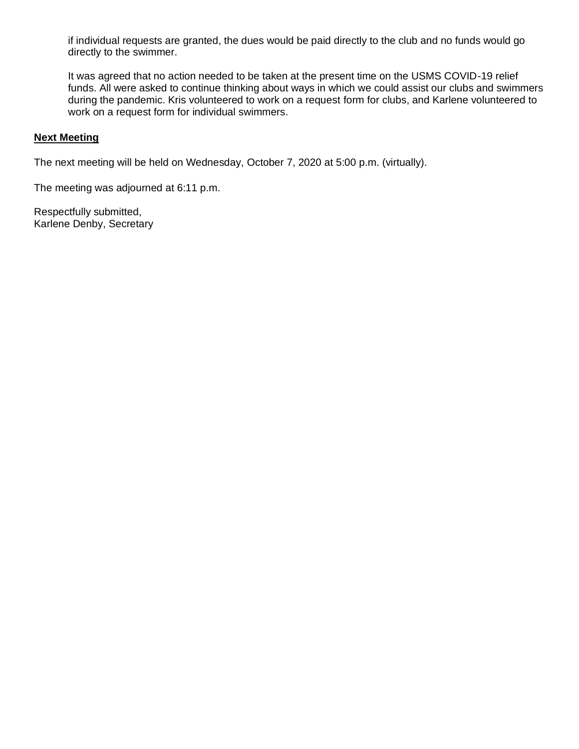if individual requests are granted, the dues would be paid directly to the club and no funds would go directly to the swimmer.

It was agreed that no action needed to be taken at the present time on the USMS COVID-19 relief funds. All were asked to continue thinking about ways in which we could assist our clubs and swimmers during the pandemic. Kris volunteered to work on a request form for clubs, and Karlene volunteered to work on a request form for individual swimmers.

**Next Meeting**

The next meeting will be held on Wednesday, October 7, 2020 at 5:00 p.m. (virtually).

The meeting was adjourned at 6:11 p.m.

Respectfully submitted,
Karlene Denby, Secretary